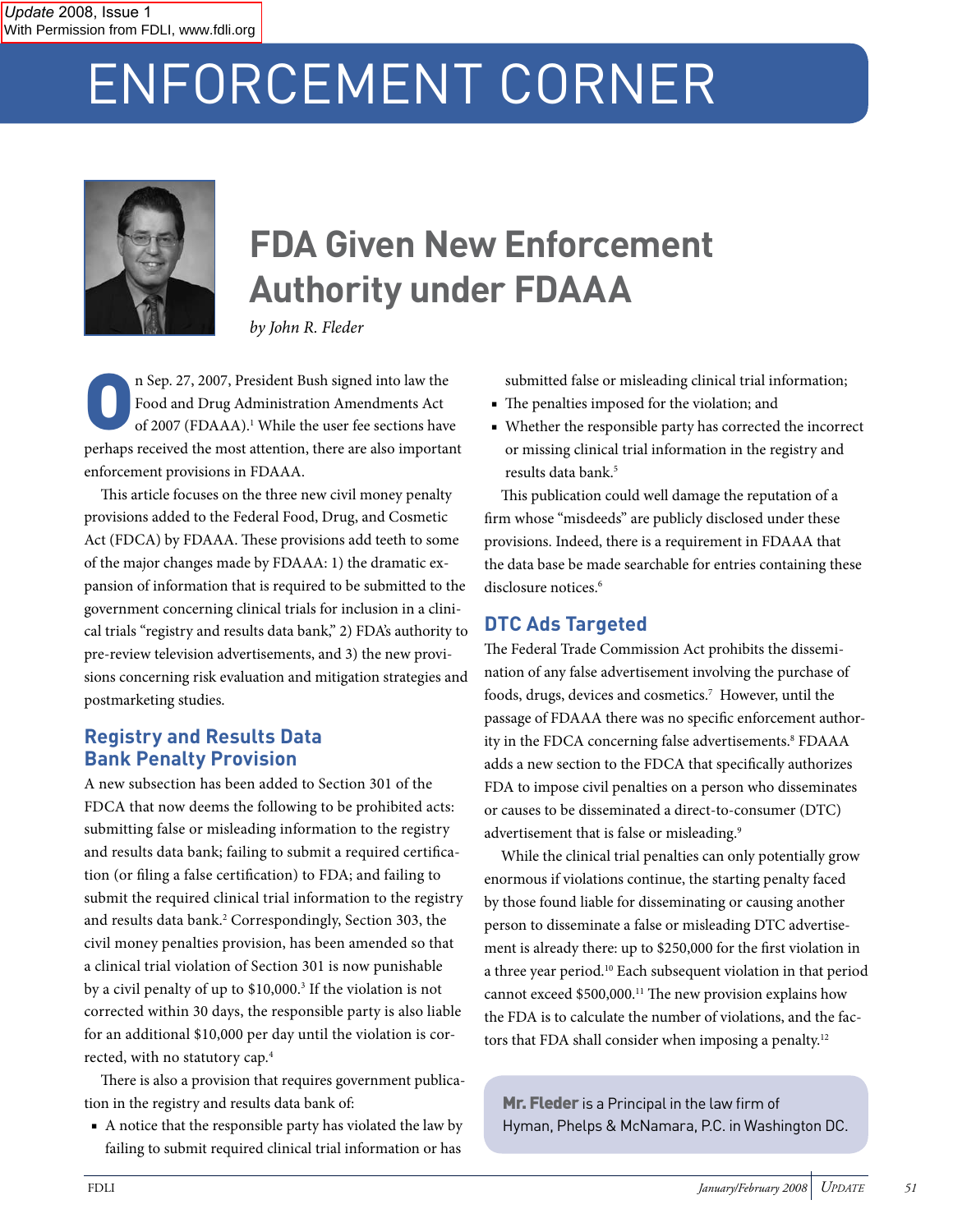Update 2008, Issue 1
With Permission from FDLI, www.fdli.org

# ENFORCEMENT CORNER

## FDA Given New Enforcement Authority under FDAAA

*by John R. Fleder*

On Sep. 27, 2007, President Bush signed into law the Food and Drug Administration Amendments Act of 2007 (FDAAA).[1] While the user fee sections have perhaps received the most attention, there are also important enforcement provisions in FDAAA.

This article focuses on the three new civil money penalty provisions added to the Federal Food, Drug, and Cosmetic Act (FDCA) by FDAAA. These provisions add teeth to some of the major changes made by FDAAA: 1) the dramatic expansion of information that is required to be submitted to the government concerning clinical trials for inclusion in a clinical trials "registry and results data bank," 2) FDA's authority to pre-review television advertisements, and 3) the new provisions concerning risk evaluation and mitigation strategies and postmarketing studies.

### Registry and Results Data Bank Penalty Provision

A new subsection has been added to Section 301 of the FDCA that now deems the following to be prohibited acts: submitting false or misleading information to the registry and results data bank; failing to submit a required certification (or filing a false certification) to FDA; and failing to submit the required clinical trial information to the registry and results data bank.[2] Correspondingly, Section 303, the civil money penalties provision, has been amended so that a clinical trial violation of Section 301 is now punishable by a civil penalty of up to $10,000.[3] If the violation is not corrected within 30 days, the responsible party is also liable for an additional $10,000 per day until the violation is corrected, with no statutory cap.[4]

There is also a provision that requires government publication in the registry and results data bank of:

- A notice that the responsible party has violated the law by failing to submit required clinical trial information or has submitted false or misleading clinical trial information;
- The penalties imposed for the violation; and
- Whether the responsible party has corrected the incorrect or missing clinical trial information in the registry and results data bank.[5]

This publication could well damage the reputation of a firm whose "misdeeds" are publicly disclosed under these provisions. Indeed, there is a requirement in FDAAA that the data base be made searchable for entries containing these disclosure notices.[6]

### DTC Ads Targeted

The Federal Trade Commission Act prohibits the dissemination of any false advertisement involving the purchase of foods, drugs, devices and cosmetics.[7] However, until the passage of FDAAA there was no specific enforcement authority in the FDCA concerning false advertisements.[8] FDAAA adds a new section to the FDCA that specifically authorizes FDA to impose civil penalties on a person who disseminates or causes to be disseminated a direct-to-consumer (DTC) advertisement that is false or misleading.[9]

While the clinical trial penalties can only potentially grow enormous if violations continue, the starting penalty faced by those found liable for disseminating or causing another person to disseminate a false or misleading DTC advertisement is already there: up to $250,000 for the first violation in a three year period.[10] Each subsequent violation in that period cannot exceed $500,000.[11] The new provision explains how the FDA is to calculate the number of violations, and the factors that FDA shall consider when imposing a penalty.[12]

**Mr. Fleder** is a Principal in the law firm of Hyman, Phelps & McNamara, P.C. in Washington DC.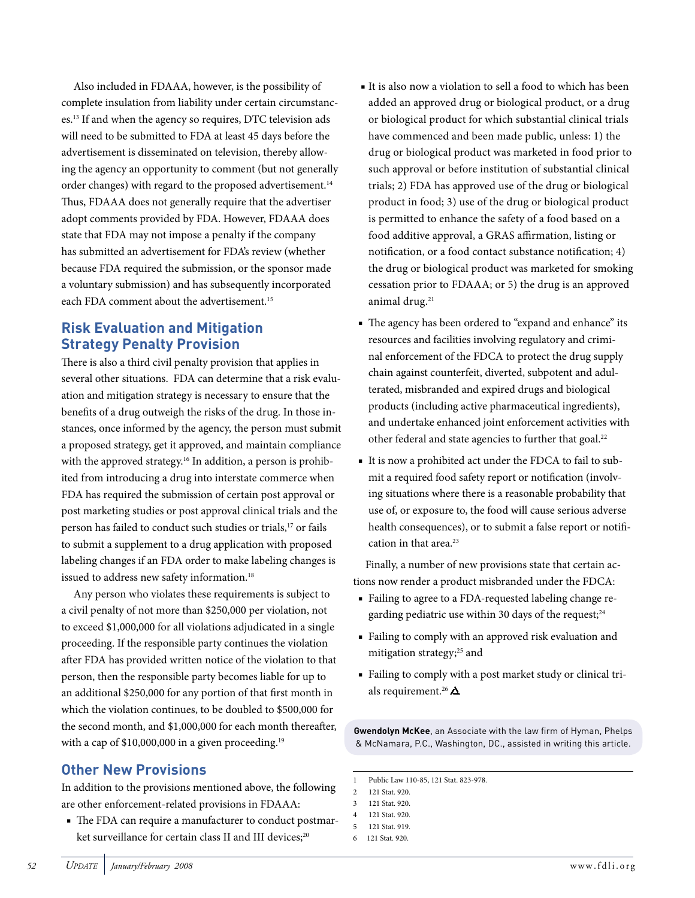Also included in FDAAA, however, is the possibility of complete insulation from liability under certain circumstances.[13] If and when the agency so requires, DTC television ads will need to be submitted to FDA at least 45 days before the advertisement is disseminated on television, thereby allowing the agency an opportunity to comment (but not generally order changes) with regard to the proposed advertisement.[14] Thus, FDAAA does not generally require that the advertiser adopt comments provided by FDA. However, FDAAA does state that FDA may not impose a penalty if the company has submitted an advertisement for FDA's review (whether because FDA required the submission, or the sponsor made a voluntary submission) and has subsequently incorporated each FDA comment about the advertisement.[15]

## Risk Evaluation and Mitigation Strategy Penalty Provision

There is also a third civil penalty provision that applies in several other situations. FDA can determine that a risk evaluation and mitigation strategy is necessary to ensure that the benefits of a drug outweigh the risks of the drug. In those instances, once informed by the agency, the person must submit a proposed strategy, get it approved, and maintain compliance with the approved strategy.[16] In addition, a person is prohibited from introducing a drug into interstate commerce when FDA has required the submission of certain post approval or post marketing studies or post approval clinical trials and the person has failed to conduct such studies or trials,[17] or fails to submit a supplement to a drug application with proposed labeling changes if an FDA order to make labeling changes is issued to address new safety information.[18]

Any person who violates these requirements is subject to a civil penalty of not more than $250,000 per violation, not to exceed $1,000,000 for all violations adjudicated in a single proceeding. If the responsible party continues the violation after FDA has provided written notice of the violation to that person, then the responsible party becomes liable for up to an additional $250,000 for any portion of that first month in which the violation continues, to be doubled to $500,000 for the second month, and $1,000,000 for each month thereafter, with a cap of $10,000,000 in a given proceeding.[19]

## Other New Provisions

In addition to the provisions mentioned above, the following are other enforcement-related provisions in FDAAA:

- The FDA can require a manufacturer to conduct postmarket surveillance for certain class II and III devices;[20]
- It is also now a violation to sell a food to which has been added an approved drug or biological product, or a drug or biological product for which substantial clinical trials have commenced and been made public, unless: 1) the drug or biological product was marketed in food prior to such approval or before institution of substantial clinical trials; 2) FDA has approved use of the drug or biological product in food; 3) use of the drug or biological product is permitted to enhance the safety of a food based on a food additive approval, a GRAS affirmation, listing or notification, or a food contact substance notification; 4) the drug or biological product was marketed for smoking cessation prior to FDAAA; or 5) the drug is an approved animal drug.[21]
- The agency has been ordered to "expand and enhance" its resources and facilities involving regulatory and criminal enforcement of the FDCA to protect the drug supply chain against counterfeit, diverted, subpotent and adulterated, misbranded and expired drugs and biological products (including active pharmaceutical ingredients), and undertake enhanced joint enforcement activities with other federal and state agencies to further that goal.[22]
- It is now a prohibited act under the FDCA to fail to submit a required food safety report or notification (involving situations where there is a reasonable probability that use of, or exposure to, the food will cause serious adverse health consequences), or to submit a false report or notification in that area.[23]

Finally, a number of new provisions state that certain actions now render a product misbranded under the FDCA:

- Failing to agree to a FDA-requested labeling change regarding pediatric use within 30 days of the request;[24]
- Failing to comply with an approved risk evaluation and mitigation strategy;[25] and
- Failing to comply with a post market study or clinical trials requirement.[26] △

**Gwendolyn McKee**, an Associate with the law firm of Hyman, Phelps & McNamara, P.C., Washington, DC., assisted in writing this article.

1 Public Law 110-85, 121 Stat. 823-978.
2 121 Stat. 920.
3 121 Stat. 920.
4 121 Stat. 920.
5 121 Stat. 919.
6 121 Stat. 920.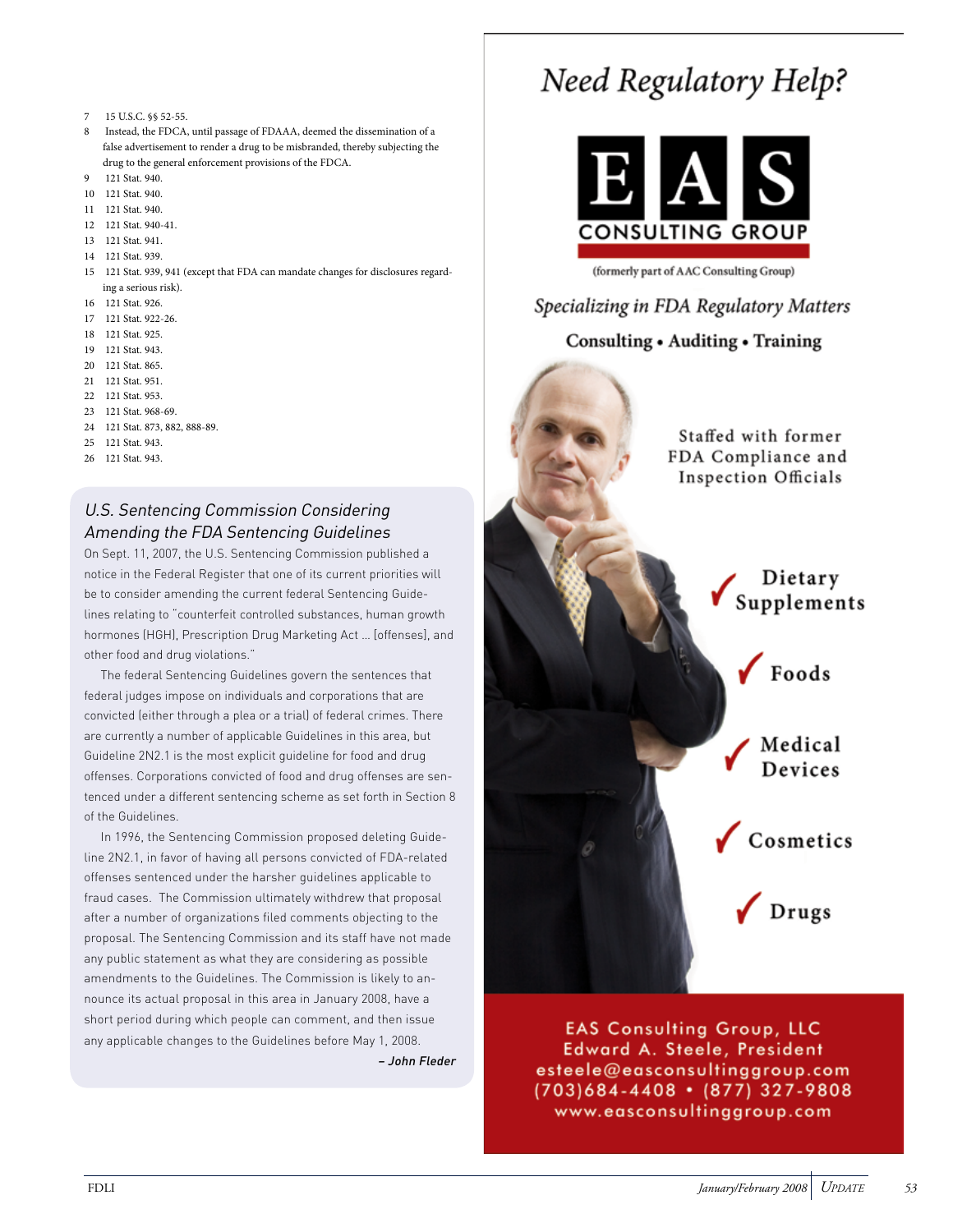7 15 U.S.C. §§ 52-55.

8 Instead, the FDCA, until passage of FDAAA, deemed the dissemination of a false advertisement to render a drug to be misbranded, thereby subjecting the drug to the general enforcement provisions of the FDCA.

9 121 Stat. 940.

10 121 Stat. 940.

11 121 Stat. 940.

12 121 Stat. 940-41.

13 121 Stat. 941.

14 121 Stat. 939.

15 121 Stat. 939, 941 (except that FDA can mandate changes for disclosures regarding a serious risk).

16 121 Stat. 926.

17 121 Stat. 922-26.

18 121 Stat. 925.

19 121 Stat. 943.

20 121 Stat. 865.

21 121 Stat. 951.

22 121 Stat. 953.

23 121 Stat. 968-69.

24 121 Stat. 873, 882, 888-89.

25 121 Stat. 943.

26 121 Stat. 943.

## *U.S. Sentencing Commission Considering Amending the FDA Sentencing Guidelines*

On Sept. 11, 2007, the U.S. Sentencing Commission published a notice in the Federal Register that one of its current priorities will be to consider amending the current federal Sentencing Guidelines relating to "counterfeit controlled substances, human growth hormones (HGH), Prescription Drug Marketing Act ... [offenses], and other food and drug violations."

The federal Sentencing Guidelines govern the sentences that federal judges impose on individuals and corporations that are convicted (either through a plea or a trial) of federal crimes. There are currently a number of applicable Guidelines in this area, but Guideline 2N2.1 is the most explicit guideline for food and drug offenses. Corporations convicted of food and drug offenses are sentenced under a different sentencing scheme as set forth in Section 8 of the Guidelines.

In 1996, the Sentencing Commission proposed deleting Guideline 2N2.1, in favor of having all persons convicted of FDA-related offenses sentenced under the harsher guidelines applicable to fraud cases. The Commission ultimately withdrew that proposal after a number of organizations filed comments objecting to the proposal. The Sentencing Commission and its staff have not made any public statement as what they are considering as possible amendments to the Guidelines. The Commission is likely to announce its actual proposal in this area in January 2008, have a short period during which people can comment, and then issue any applicable changes to the Guidelines before May 1, 2008.

*– John Fleder*

*Need Regulatory Help?*

**EAS CONSULTING GROUP**

(formerly part of AAC Consulting Group)

*Specializing in FDA Regulatory Matters*

**Consulting • Auditing • Training**

Staffed with former FDA Compliance and Inspection Officials

- ✓ Dietary Supplements
- ✓ Foods
- ✓ Medical Devices
- ✓ Cosmetics
- ✓ Drugs

EAS Consulting Group, LLC
Edward A. Steele, President
esteele@easconsultinggroup.com
(703)684-4408 • (877) 327-9808
www.easconsultinggroup.com